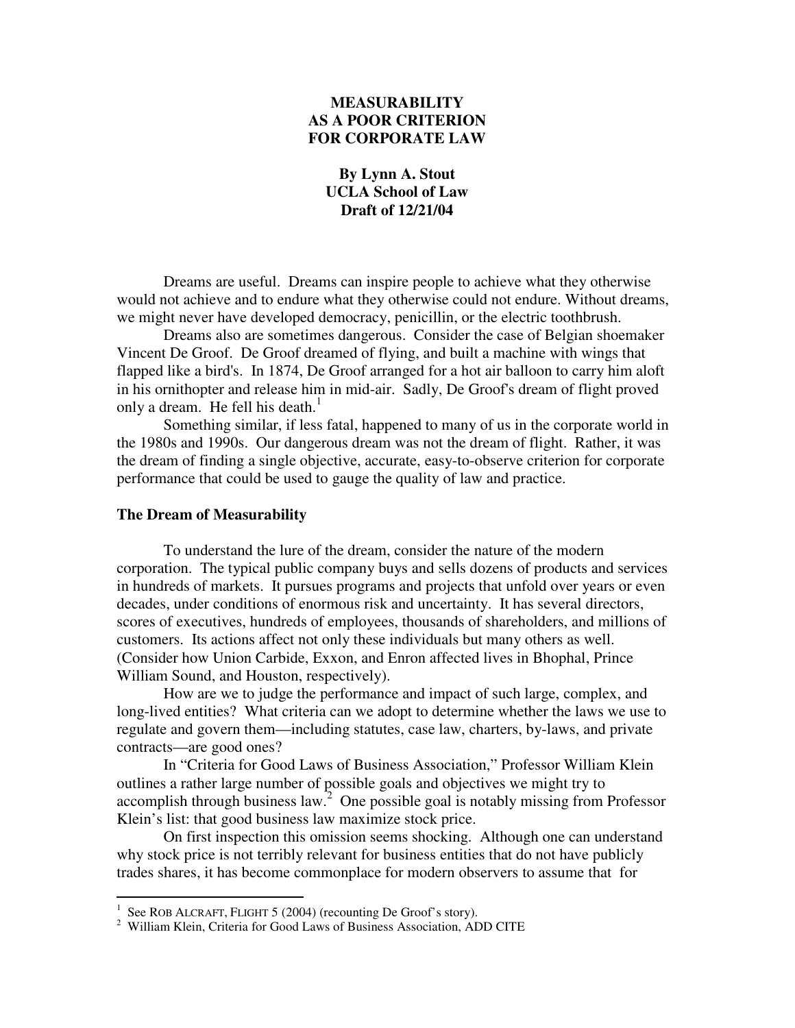# MEASURABILITY AS A POOR CRITERION FOR CORPORATE LAW

**By Lynn A. Stout**
**UCLA School of Law**
**Draft of 12/21/04**

Dreams are useful. Dreams can inspire people to achieve what they otherwise would not achieve and to endure what they otherwise could not endure. Without dreams, we might never have developed democracy, penicillin, or the electric toothbrush.

Dreams also are sometimes dangerous. Consider the case of Belgian shoemaker Vincent De Groof. De Groof dreamed of flying, and built a machine with wings that flapped like a bird's. In 1874, De Groof arranged for a hot air balloon to carry him aloft in his ornithopter and release him in mid-air. Sadly, De Groof's dream of flight proved only a dream. He fell his death.[1]

Something similar, if less fatal, happened to many of us in the corporate world in the 1980s and 1990s. Our dangerous dream was not the dream of flight. Rather, it was the dream of finding a single objective, accurate, easy-to-observe criterion for corporate performance that could be used to gauge the quality of law and practice.

## The Dream of Measurability

To understand the lure of the dream, consider the nature of the modern corporation. The typical public company buys and sells dozens of products and services in hundreds of markets. It pursues programs and projects that unfold over years or even decades, under conditions of enormous risk and uncertainty. It has several directors, scores of executives, hundreds of employees, thousands of shareholders, and millions of customers. Its actions affect not only these individuals but many others as well. (Consider how Union Carbide, Exxon, and Enron affected lives in Bhophal, Prince William Sound, and Houston, respectively).

How are we to judge the performance and impact of such large, complex, and long-lived entities? What criteria can we adopt to determine whether the laws we use to regulate and govern them—including statutes, case law, charters, by-laws, and private contracts—are good ones?

In "Criteria for Good Laws of Business Association," Professor William Klein outlines a rather large number of possible goals and objectives we might try to accomplish through business law.[2] One possible goal is notably missing from Professor Klein's list: that good business law maximize stock price.

On first inspection this omission seems shocking. Although one can understand why stock price is not terribly relevant for business entities that do not have publicly trades shares, it has become commonplace for modern observers to assume that for

---

[1] See ROB ALCRAFT, FLIGHT 5 (2004) (recounting De Groof's story).

[2] William Klein, Criteria for Good Laws of Business Association, ADD CITE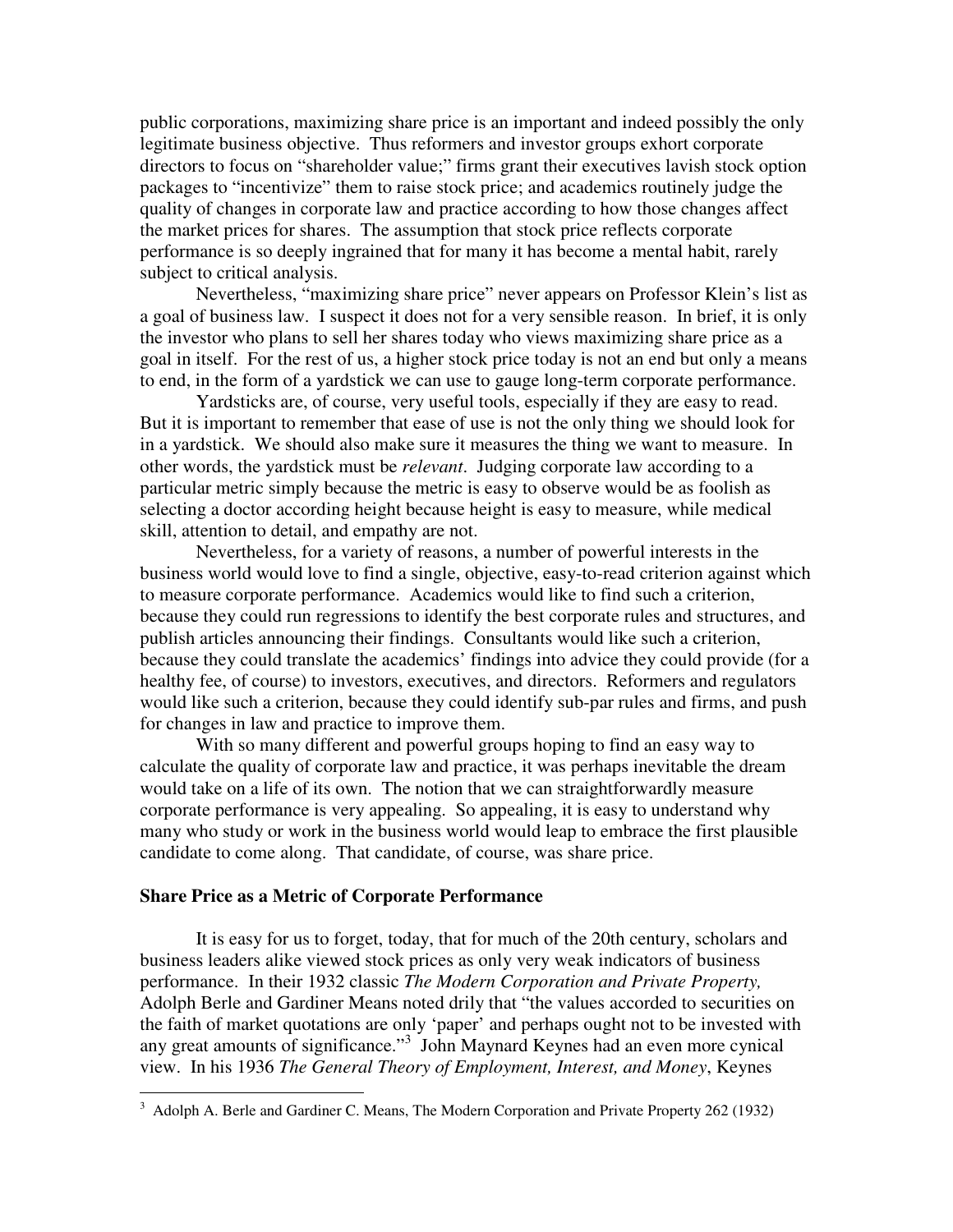public corporations, maximizing share price is an important and indeed possibly the only legitimate business objective. Thus reformers and investor groups exhort corporate directors to focus on "shareholder value;" firms grant their executives lavish stock option packages to "incentivize" them to raise stock price; and academics routinely judge the quality of changes in corporate law and practice according to how those changes affect the market prices for shares. The assumption that stock price reflects corporate performance is so deeply ingrained that for many it has become a mental habit, rarely subject to critical analysis.

Nevertheless, "maximizing share price" never appears on Professor Klein's list as a goal of business law. I suspect it does not for a very sensible reason. In brief, it is only the investor who plans to sell her shares today who views maximizing share price as a goal in itself. For the rest of us, a higher stock price today is not an end but only a means to end, in the form of a yardstick we can use to gauge long-term corporate performance.

Yardsticks are, of course, very useful tools, especially if they are easy to read. But it is important to remember that ease of use is not the only thing we should look for in a yardstick. We should also make sure it measures the thing we want to measure. In other words, the yardstick must be *relevant*. Judging corporate law according to a particular metric simply because the metric is easy to observe would be as foolish as selecting a doctor according height because height is easy to measure, while medical skill, attention to detail, and empathy are not.

Nevertheless, for a variety of reasons, a number of powerful interests in the business world would love to find a single, objective, easy-to-read criterion against which to measure corporate performance. Academics would like to find such a criterion, because they could run regressions to identify the best corporate rules and structures, and publish articles announcing their findings. Consultants would like such a criterion, because they could translate the academics' findings into advice they could provide (for a healthy fee, of course) to investors, executives, and directors. Reformers and regulators would like such a criterion, because they could identify sub-par rules and firms, and push for changes in law and practice to improve them.

With so many different and powerful groups hoping to find an easy way to calculate the quality of corporate law and practice, it was perhaps inevitable the dream would take on a life of its own. The notion that we can straightforwardly measure corporate performance is very appealing. So appealing, it is easy to understand why many who study or work in the business world would leap to embrace the first plausible candidate to come along. That candidate, of course, was share price.

## Share Price as a Metric of Corporate Performance

It is easy for us to forget, today, that for much of the 20th century, scholars and business leaders alike viewed stock prices as only very weak indicators of business performance. In their 1932 classic *The Modern Corporation and Private Property,* Adolph Berle and Gardiner Means noted drily that "the values accorded to securities on the faith of market quotations are only 'paper' and perhaps ought not to be invested with any great amounts of significance."[3] John Maynard Keynes had an even more cynical view. In his 1936 *The General Theory of Employment, Interest, and Money*, Keynes

[3] Adolph A. Berle and Gardiner C. Means, The Modern Corporation and Private Property 262 (1932)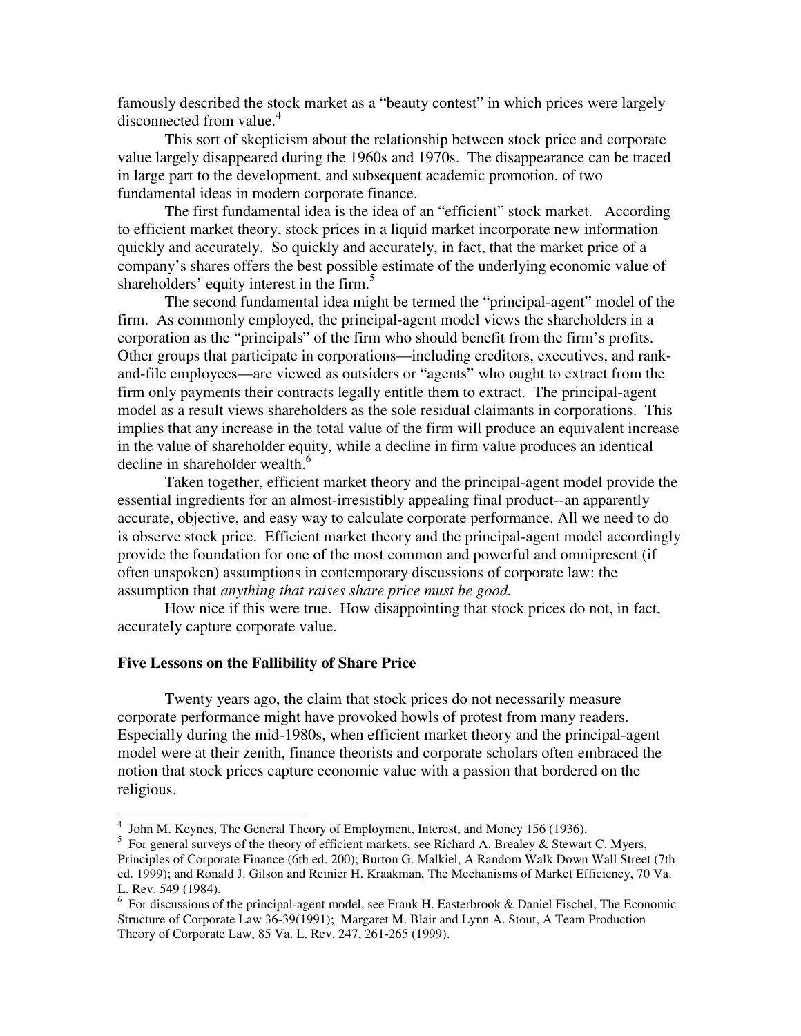famously described the stock market as a "beauty contest" in which prices were largely disconnected from value.[4]

This sort of skepticism about the relationship between stock price and corporate value largely disappeared during the 1960s and 1970s. The disappearance can be traced in large part to the development, and subsequent academic promotion, of two fundamental ideas in modern corporate finance.

The first fundamental idea is the idea of an "efficient" stock market. According to efficient market theory, stock prices in a liquid market incorporate new information quickly and accurately. So quickly and accurately, in fact, that the market price of a company's shares offers the best possible estimate of the underlying economic value of shareholders' equity interest in the firm.[5]

The second fundamental idea might be termed the "principal-agent" model of the firm. As commonly employed, the principal-agent model views the shareholders in a corporation as the "principals" of the firm who should benefit from the firm's profits. Other groups that participate in corporations—including creditors, executives, and rank-and-file employees—are viewed as outsiders or "agents" who ought to extract from the firm only payments their contracts legally entitle them to extract. The principal-agent model as a result views shareholders as the sole residual claimants in corporations. This implies that any increase in the total value of the firm will produce an equivalent increase in the value of shareholder equity, while a decline in firm value produces an identical decline in shareholder wealth.[6]

Taken together, efficient market theory and the principal-agent model provide the essential ingredients for an almost-irresistibly appealing final product--an apparently accurate, objective, and easy way to calculate corporate performance. All we need to do is observe stock price. Efficient market theory and the principal-agent model accordingly provide the foundation for one of the most common and powerful and omnipresent (if often unspoken) assumptions in contemporary discussions of corporate law: the assumption that *anything that raises share price must be good.*

How nice if this were true. How disappointing that stock prices do not, in fact, accurately capture corporate value.

**Five Lessons on the Fallibility of Share Price**

Twenty years ago, the claim that stock prices do not necessarily measure corporate performance might have provoked howls of protest from many readers. Especially during the mid-1980s, when efficient market theory and the principal-agent model were at their zenith, finance theorists and corporate scholars often embraced the notion that stock prices capture economic value with a passion that bordered on the religious.

---

[4] John M. Keynes, The General Theory of Employment, Interest, and Money 156 (1936).

[5] For general surveys of the theory of efficient markets, see Richard A. Brealey & Stewart C. Myers, Principles of Corporate Finance (6th ed. 200); Burton G. Malkiel, A Random Walk Down Wall Street (7th ed. 1999); and Ronald J. Gilson and Reinier H. Kraakman, The Mechanisms of Market Efficiency, 70 Va. L. Rev. 549 (1984).

[6] For discussions of the principal-agent model, see Frank H. Easterbrook & Daniel Fischel, The Economic Structure of Corporate Law 36-39(1991); Margaret M. Blair and Lynn A. Stout, A Team Production Theory of Corporate Law, 85 Va. L. Rev. 247, 261-265 (1999).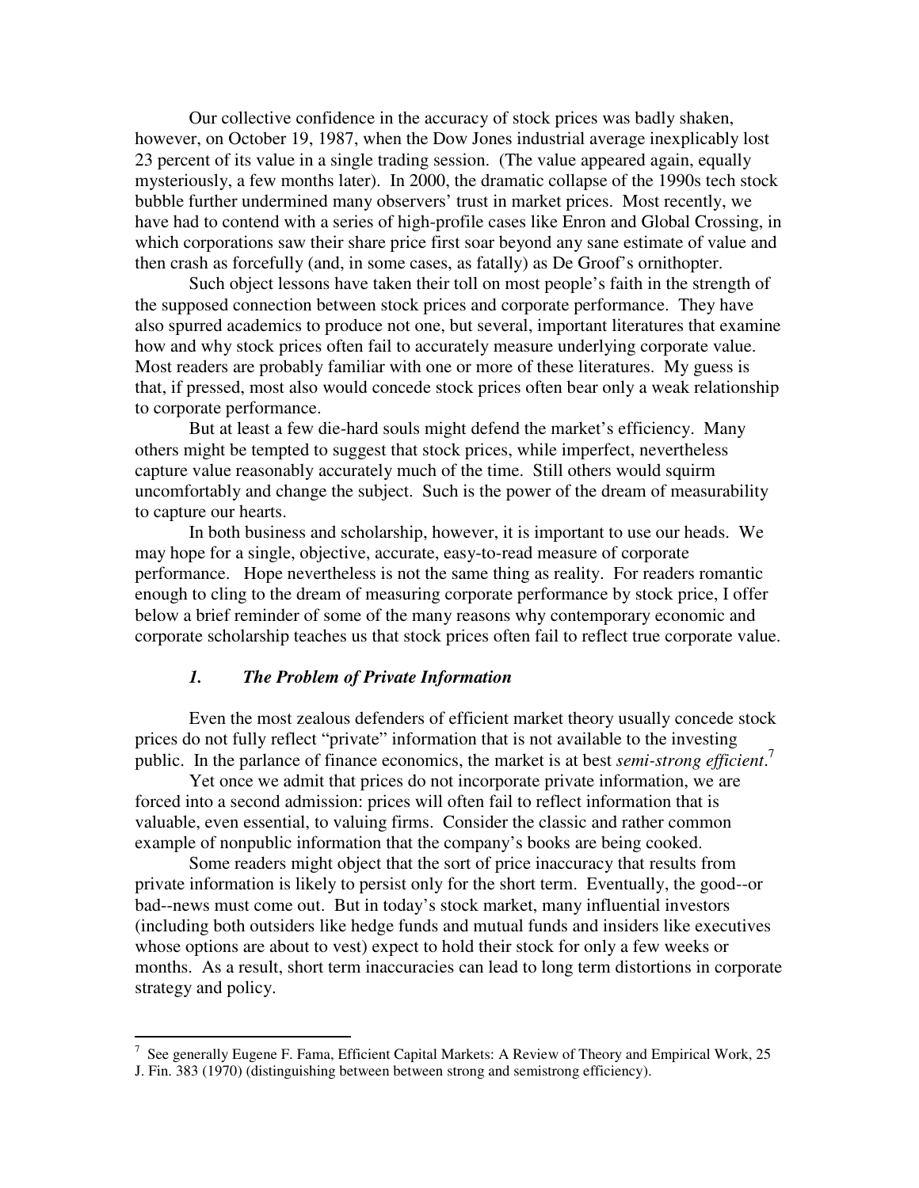Our collective confidence in the accuracy of stock prices was badly shaken, however, on October 19, 1987, when the Dow Jones industrial average inexplicably lost 23 percent of its value in a single trading session. (The value appeared again, equally mysteriously, a few months later). In 2000, the dramatic collapse of the 1990s tech stock bubble further undermined many observers' trust in market prices. Most recently, we have had to contend with a series of high-profile cases like Enron and Global Crossing, in which corporations saw their share price first soar beyond any sane estimate of value and then crash as forcefully (and, in some cases, as fatally) as De Groof's ornithopter.

Such object lessons have taken their toll on most people's faith in the strength of the supposed connection between stock prices and corporate performance. They have also spurred academics to produce not one, but several, important literatures that examine how and why stock prices often fail to accurately measure underlying corporate value. Most readers are probably familiar with one or more of these literatures. My guess is that, if pressed, most also would concede stock prices often bear only a weak relationship to corporate performance.

But at least a few die-hard souls might defend the market's efficiency. Many others might be tempted to suggest that stock prices, while imperfect, nevertheless capture value reasonably accurately much of the time. Still others would squirm uncomfortably and change the subject. Such is the power of the dream of measurability to capture our hearts.

In both business and scholarship, however, it is important to use our heads. We may hope for a single, objective, accurate, easy-to-read measure of corporate performance. Hope nevertheless is not the same thing as reality. For readers romantic enough to cling to the dream of measuring corporate performance by stock price, I offer below a brief reminder of some of the many reasons why contemporary economic and corporate scholarship teaches us that stock prices often fail to reflect true corporate value.

### *1. The Problem of Private Information*

Even the most zealous defenders of efficient market theory usually concede stock prices do not fully reflect "private" information that is not available to the investing public. In the parlance of finance economics, the market is at best *semi-strong efficient*.[7]

Yet once we admit that prices do not incorporate private information, we are forced into a second admission: prices will often fail to reflect information that is valuable, even essential, to valuing firms. Consider the classic and rather common example of nonpublic information that the company's books are being cooked.

Some readers might object that the sort of price inaccuracy that results from private information is likely to persist only for the short term. Eventually, the good--or bad--news must come out. But in today's stock market, many influential investors (including both outsiders like hedge funds and mutual funds and insiders like executives whose options are about to vest) expect to hold their stock for only a few weeks or months. As a result, short term inaccuracies can lead to long term distortions in corporate strategy and policy.

---

[7] See generally Eugene F. Fama, Efficient Capital Markets: A Review of Theory and Empirical Work, 25 J. Fin. 383 (1970) (distinguishing between between strong and semistrong efficiency).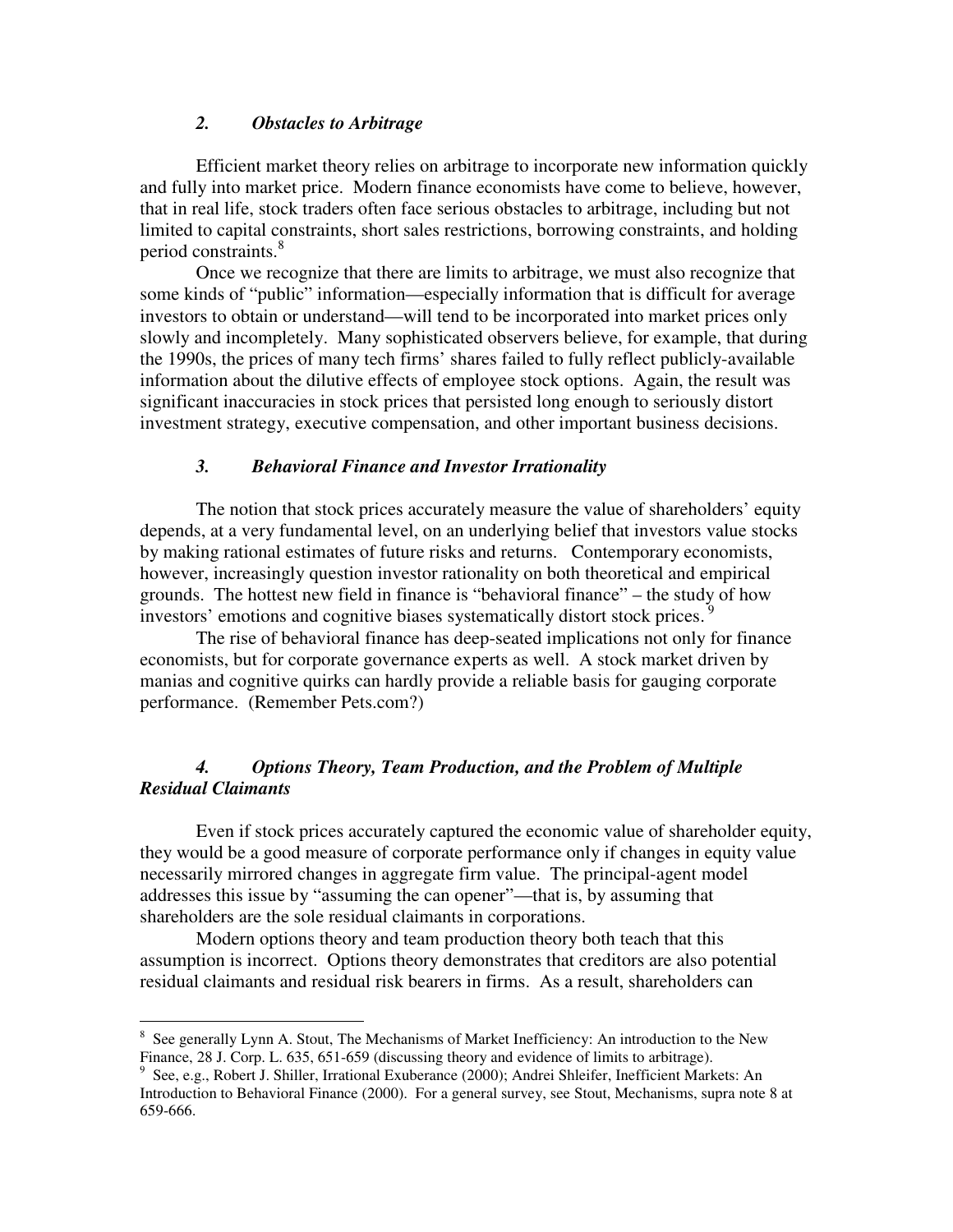### *2. Obstacles to Arbitrage*

Efficient market theory relies on arbitrage to incorporate new information quickly and fully into market price. Modern finance economists have come to believe, however, that in real life, stock traders often face serious obstacles to arbitrage, including but not limited to capital constraints, short sales restrictions, borrowing constraints, and holding period constraints.[8]

Once we recognize that there are limits to arbitrage, we must also recognize that some kinds of "public" information—especially information that is difficult for average investors to obtain or understand—will tend to be incorporated into market prices only slowly and incompletely. Many sophisticated observers believe, for example, that during the 1990s, the prices of many tech firms' shares failed to fully reflect publicly-available information about the dilutive effects of employee stock options. Again, the result was significant inaccuracies in stock prices that persisted long enough to seriously distort investment strategy, executive compensation, and other important business decisions.

### *3. Behavioral Finance and Investor Irrationality*

The notion that stock prices accurately measure the value of shareholders' equity depends, at a very fundamental level, on an underlying belief that investors value stocks by making rational estimates of future risks and returns. Contemporary economists, however, increasingly question investor rationality on both theoretical and empirical grounds. The hottest new field in finance is "behavioral finance" – the study of how investors' emotions and cognitive biases systematically distort stock prices.[9]

The rise of behavioral finance has deep-seated implications not only for finance economists, but for corporate governance experts as well. A stock market driven by manias and cognitive quirks can hardly provide a reliable basis for gauging corporate performance. (Remember Pets.com?)

### *4. Options Theory, Team Production, and the Problem of Multiple Residual Claimants*

Even if stock prices accurately captured the economic value of shareholder equity, they would be a good measure of corporate performance only if changes in equity value necessarily mirrored changes in aggregate firm value. The principal-agent model addresses this issue by "assuming the can opener"—that is, by assuming that shareholders are the sole residual claimants in corporations.

Modern options theory and team production theory both teach that this assumption is incorrect. Options theory demonstrates that creditors are also potential residual claimants and residual risk bearers in firms. As a result, shareholders can

---

[8] See generally Lynn A. Stout, The Mechanisms of Market Inefficiency: An introduction to the New Finance, 28 J. Corp. L. 635, 651-659 (discussing theory and evidence of limits to arbitrage).

[9] See, e.g., Robert J. Shiller, Irrational Exuberance (2000); Andrei Shleifer, Inefficient Markets: An Introduction to Behavioral Finance (2000). For a general survey, see Stout, Mechanisms, supra note 8 at 659-666.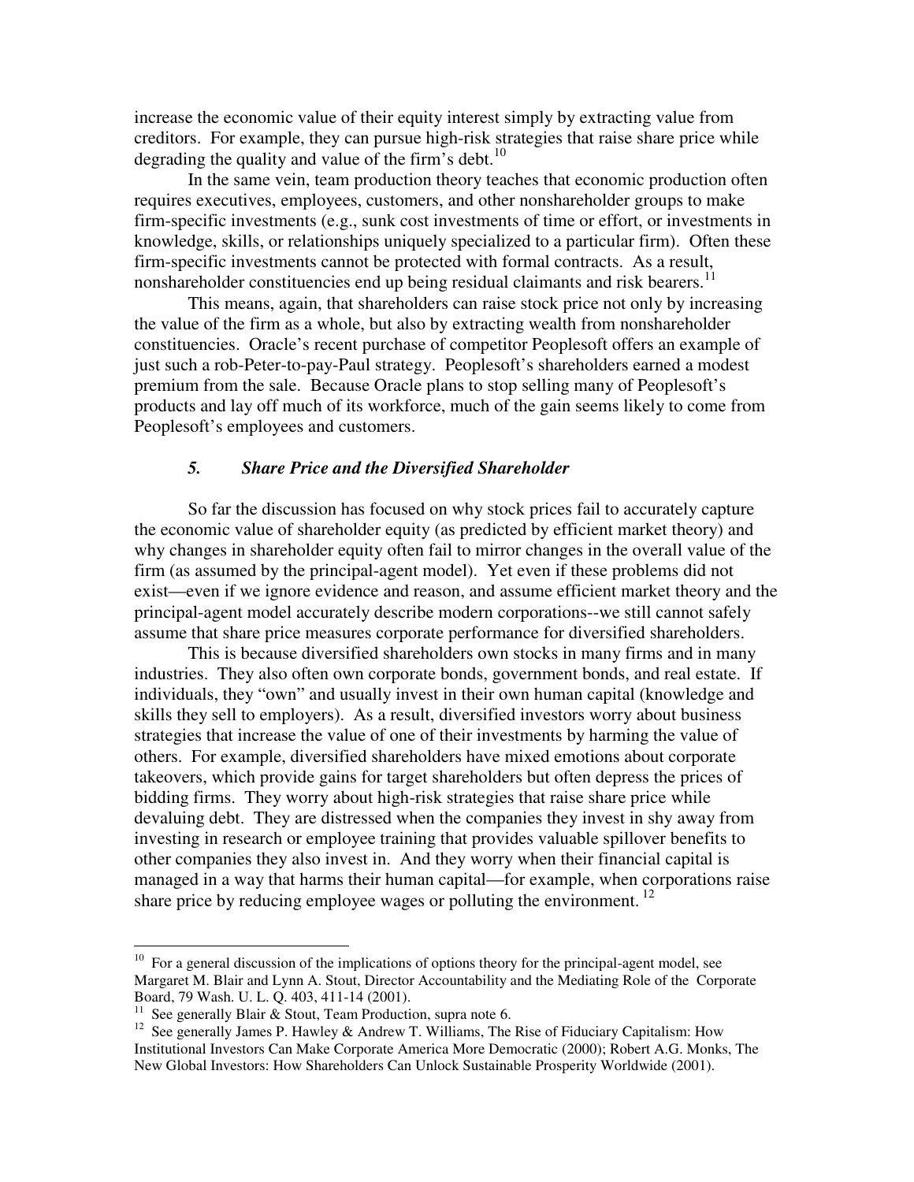increase the economic value of their equity interest simply by extracting value from creditors. For example, they can pursue high-risk strategies that raise share price while degrading the quality and value of the firm's debt.[10]

In the same vein, team production theory teaches that economic production often requires executives, employees, customers, and other nonshareholder groups to make firm-specific investments (e.g., sunk cost investments of time or effort, or investments in knowledge, skills, or relationships uniquely specialized to a particular firm). Often these firm-specific investments cannot be protected with formal contracts. As a result, nonshareholder constituencies end up being residual claimants and risk bearers.[11]

This means, again, that shareholders can raise stock price not only by increasing the value of the firm as a whole, but also by extracting wealth from nonshareholder constituencies. Oracle's recent purchase of competitor Peoplesoft offers an example of just such a rob-Peter-to-pay-Paul strategy. Peoplesoft's shareholders earned a modest premium from the sale. Because Oracle plans to stop selling many of Peoplesoft's products and lay off much of its workforce, much of the gain seems likely to come from Peoplesoft's employees and customers.

### *5. Share Price and the Diversified Shareholder*

So far the discussion has focused on why stock prices fail to accurately capture the economic value of shareholder equity (as predicted by efficient market theory) and why changes in shareholder equity often fail to mirror changes in the overall value of the firm (as assumed by the principal-agent model). Yet even if these problems did not exist—even if we ignore evidence and reason, and assume efficient market theory and the principal-agent model accurately describe modern corporations--we still cannot safely assume that share price measures corporate performance for diversified shareholders.

This is because diversified shareholders own stocks in many firms and in many industries. They also often own corporate bonds, government bonds, and real estate. If individuals, they "own" and usually invest in their own human capital (knowledge and skills they sell to employers). As a result, diversified investors worry about business strategies that increase the value of one of their investments by harming the value of others. For example, diversified shareholders have mixed emotions about corporate takeovers, which provide gains for target shareholders but often depress the prices of bidding firms. They worry about high-risk strategies that raise share price while devaluing debt. They are distressed when the companies they invest in shy away from investing in research or employee training that provides valuable spillover benefits to other companies they also invest in. And they worry when their financial capital is managed in a way that harms their human capital—for example, when corporations raise share price by reducing employee wages or polluting the environment.[12]

---

[10] For a general discussion of the implications of options theory for the principal-agent model, see Margaret M. Blair and Lynn A. Stout, Director Accountability and the Mediating Role of the Corporate Board, 79 Wash. U. L. Q. 403, 411-14 (2001).

[11] See generally Blair & Stout, Team Production, supra note 6.

[12] See generally James P. Hawley & Andrew T. Williams, The Rise of Fiduciary Capitalism: How Institutional Investors Can Make Corporate America More Democratic (2000); Robert A.G. Monks, The New Global Investors: How Shareholders Can Unlock Sustainable Prosperity Worldwide (2001).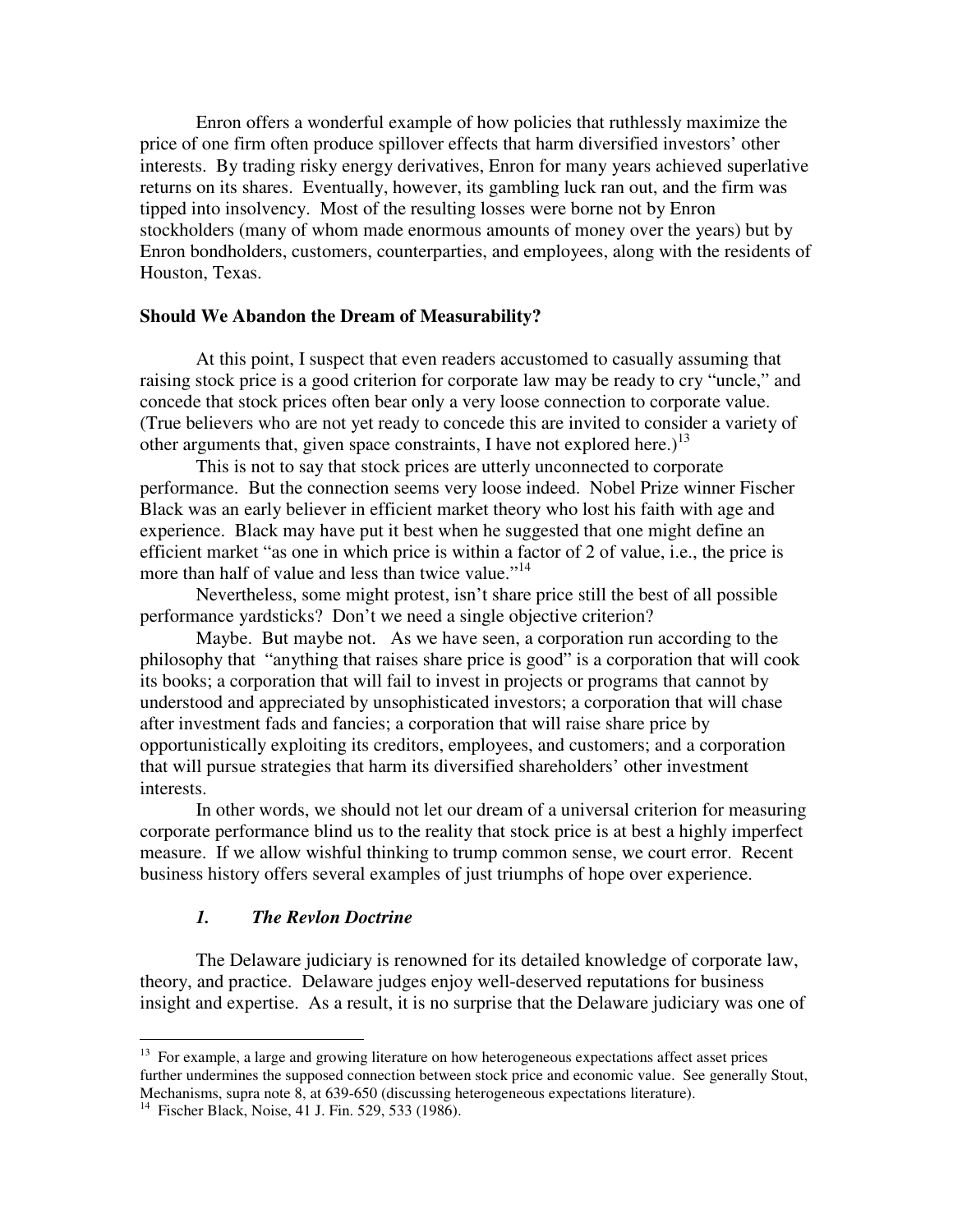Enron offers a wonderful example of how policies that ruthlessly maximize the price of one firm often produce spillover effects that harm diversified investors' other interests. By trading risky energy derivatives, Enron for many years achieved superlative returns on its shares. Eventually, however, its gambling luck ran out, and the firm was tipped into insolvency. Most of the resulting losses were borne not by Enron stockholders (many of whom made enormous amounts of money over the years) but by Enron bondholders, customers, counterparties, and employees, along with the residents of Houston, Texas.

**Should We Abandon the Dream of Measurability?**

At this point, I suspect that even readers accustomed to casually assuming that raising stock price is a good criterion for corporate law may be ready to cry "uncle," and concede that stock prices often bear only a very loose connection to corporate value. (True believers who are not yet ready to concede this are invited to consider a variety of other arguments that, given space constraints, I have not explored here.)[13]

This is not to say that stock prices are utterly unconnected to corporate performance. But the connection seems very loose indeed. Nobel Prize winner Fischer Black was an early believer in efficient market theory who lost his faith with age and experience. Black may have put it best when he suggested that one might define an efficient market "as one in which price is within a factor of 2 of value, i.e., the price is more than half of value and less than twice value."[14]

Nevertheless, some might protest, isn't share price still the best of all possible performance yardsticks? Don't we need a single objective criterion?

Maybe. But maybe not. As we have seen, a corporation run according to the philosophy that "anything that raises share price is good" is a corporation that will cook its books; a corporation that will fail to invest in projects or programs that cannot by understood and appreciated by unsophisticated investors; a corporation that will chase after investment fads and fancies; a corporation that will raise share price by opportunistically exploiting its creditors, employees, and customers; and a corporation that will pursue strategies that harm its diversified shareholders' other investment interests.

In other words, we should not let our dream of a universal criterion for measuring corporate performance blind us to the reality that stock price is at best a highly imperfect measure. If we allow wishful thinking to trump common sense, we court error. Recent business history offers several examples of just triumphs of hope over experience.

### *1. The Revlon Doctrine*

The Delaware judiciary is renowned for its detailed knowledge of corporate law, theory, and practice. Delaware judges enjoy well-deserved reputations for business insight and expertise. As a result, it is no surprise that the Delaware judiciary was one of

---

[13] For example, a large and growing literature on how heterogeneous expectations affect asset prices further undermines the supposed connection between stock price and economic value. See generally Stout, Mechanisms, supra note 8, at 639-650 (discussing heterogeneous expectations literature).

[14] Fischer Black, Noise, 41 J. Fin. 529, 533 (1986).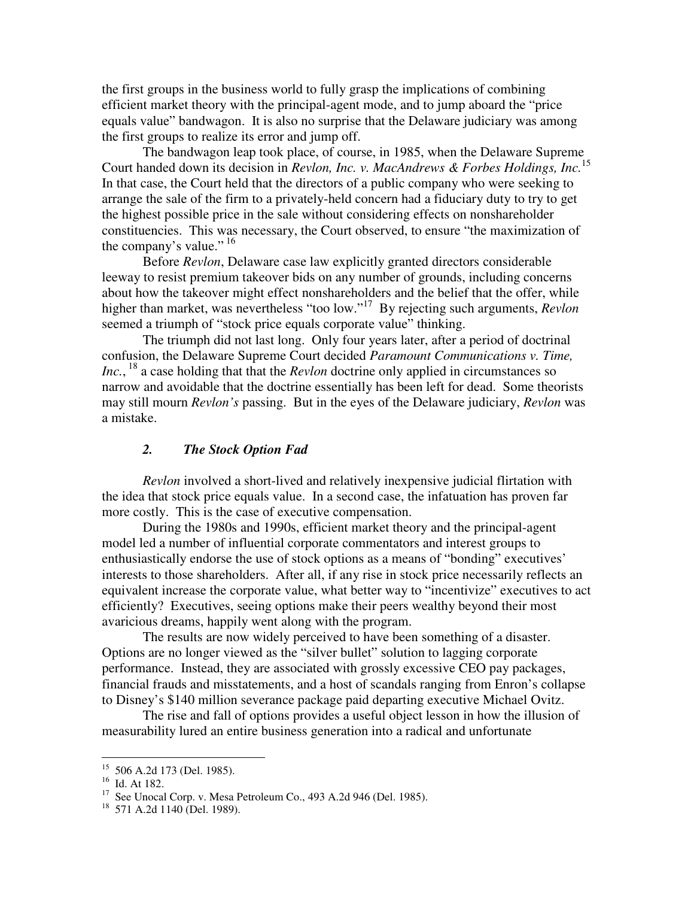the first groups in the business world to fully grasp the implications of combining efficient market theory with the principal-agent mode, and to jump aboard the "price equals value" bandwagon. It is also no surprise that the Delaware judiciary was among the first groups to realize its error and jump off.

The bandwagon leap took place, of course, in 1985, when the Delaware Supreme Court handed down its decision in *Revlon, Inc. v. MacAndrews & Forbes Holdings, Inc.*[15] In that case, the Court held that the directors of a public company who were seeking to arrange the sale of the firm to a privately-held concern had a fiduciary duty to try to get the highest possible price in the sale without considering effects on nonshareholder constituencies. This was necessary, the Court observed, to ensure "the maximization of the company's value." [16]

Before *Revlon*, Delaware case law explicitly granted directors considerable leeway to resist premium takeover bids on any number of grounds, including concerns about how the takeover might effect nonshareholders and the belief that the offer, while higher than market, was nevertheless "too low."[17] By rejecting such arguments, *Revlon* seemed a triumph of "stock price equals corporate value" thinking.

The triumph did not last long. Only four years later, after a period of doctrinal confusion, the Delaware Supreme Court decided *Paramount Communications v. Time, Inc.*, [18] a case holding that that the *Revlon* doctrine only applied in circumstances so narrow and avoidable that the doctrine essentially has been left for dead. Some theorists may still mourn *Revlon's* passing. But in the eyes of the Delaware judiciary, *Revlon* was a mistake.

### *2. The Stock Option Fad*

*Revlon* involved a short-lived and relatively inexpensive judicial flirtation with the idea that stock price equals value. In a second case, the infatuation has proven far more costly. This is the case of executive compensation.

During the 1980s and 1990s, efficient market theory and the principal-agent model led a number of influential corporate commentators and interest groups to enthusiastically endorse the use of stock options as a means of "bonding" executives' interests to those shareholders. After all, if any rise in stock price necessarily reflects an equivalent increase the corporate value, what better way to "incentivize" executives to act efficiently? Executives, seeing options make their peers wealthy beyond their most avaricious dreams, happily went along with the program.

The results are now widely perceived to have been something of a disaster. Options are no longer viewed as the "silver bullet" solution to lagging corporate performance. Instead, they are associated with grossly excessive CEO pay packages, financial frauds and misstatements, and a host of scandals ranging from Enron's collapse to Disney's $140 million severance package paid departing executive Michael Ovitz.

The rise and fall of options provides a useful object lesson in how the illusion of measurability lured an entire business generation into a radical and unfortunate

---

[15] 506 A.2d 173 (Del. 1985).

[16] Id. At 182.

[17] See Unocal Corp. v. Mesa Petroleum Co., 493 A.2d 946 (Del. 1985).

[18] 571 A.2d 1140 (Del. 1989).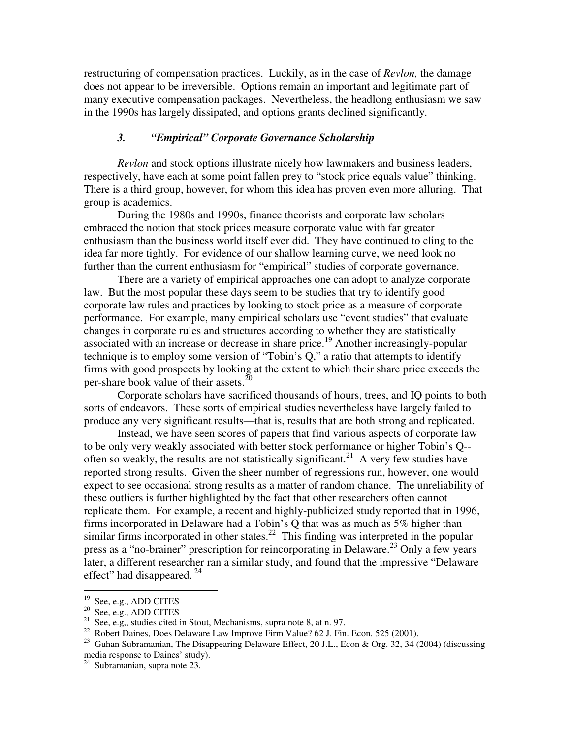restructuring of compensation practices. Luckily, as in the case of *Revlon,* the damage does not appear to be irreversible. Options remain an important and legitimate part of many executive compensation packages. Nevertheless, the headlong enthusiasm we saw in the 1990s has largely dissipated, and options grants declined significantly.

### *3. "Empirical" Corporate Governance Scholarship*

*Revlon* and stock options illustrate nicely how lawmakers and business leaders, respectively, have each at some point fallen prey to "stock price equals value" thinking. There is a third group, however, for whom this idea has proven even more alluring. That group is academics.

During the 1980s and 1990s, finance theorists and corporate law scholars embraced the notion that stock prices measure corporate value with far greater enthusiasm than the business world itself ever did. They have continued to cling to the idea far more tightly. For evidence of our shallow learning curve, we need look no further than the current enthusiasm for "empirical" studies of corporate governance.

There are a variety of empirical approaches one can adopt to analyze corporate law. But the most popular these days seem to be studies that try to identify good corporate law rules and practices by looking to stock price as a measure of corporate performance. For example, many empirical scholars use "event studies" that evaluate changes in corporate rules and structures according to whether they are statistically associated with an increase or decrease in share price.[19] Another increasingly-popular technique is to employ some version of "Tobin's Q," a ratio that attempts to identify firms with good prospects by looking at the extent to which their share price exceeds the per-share book value of their assets.[20]

Corporate scholars have sacrificed thousands of hours, trees, and IQ points to both sorts of endeavors. These sorts of empirical studies nevertheless have largely failed to produce any very significant results—that is, results that are both strong and replicated.

Instead, we have seen scores of papers that find various aspects of corporate law to be only very weakly associated with better stock performance or higher Tobin's Q--often so weakly, the results are not statistically significant.[21] A very few studies have reported strong results. Given the sheer number of regressions run, however, one would expect to see occasional strong results as a matter of random chance. The unreliability of these outliers is further highlighted by the fact that other researchers often cannot replicate them. For example, a recent and highly-publicized study reported that in 1996, firms incorporated in Delaware had a Tobin's Q that was as much as 5% higher than similar firms incorporated in other states.[22] This finding was interpreted in the popular press as a "no-brainer" prescription for reincorporating in Delaware.[23] Only a few years later, a different researcher ran a similar study, and found that the impressive "Delaware effect" had disappeared.[24]

---

[19] See, e.g., ADD CITES

[20] See, e.g., ADD CITES

[21] See, e.g,, studies cited in Stout, Mechanisms, supra note 8, at n. 97.

[22] Robert Daines, Does Delaware Law Improve Firm Value? 62 J. Fin. Econ. 525 (2001).

[23] Guhan Subramanian, The Disappearing Delaware Effect, 20 J.L., Econ & Org. 32, 34 (2004) (discussing media response to Daines' study).

[24] Subramanian, supra note 23.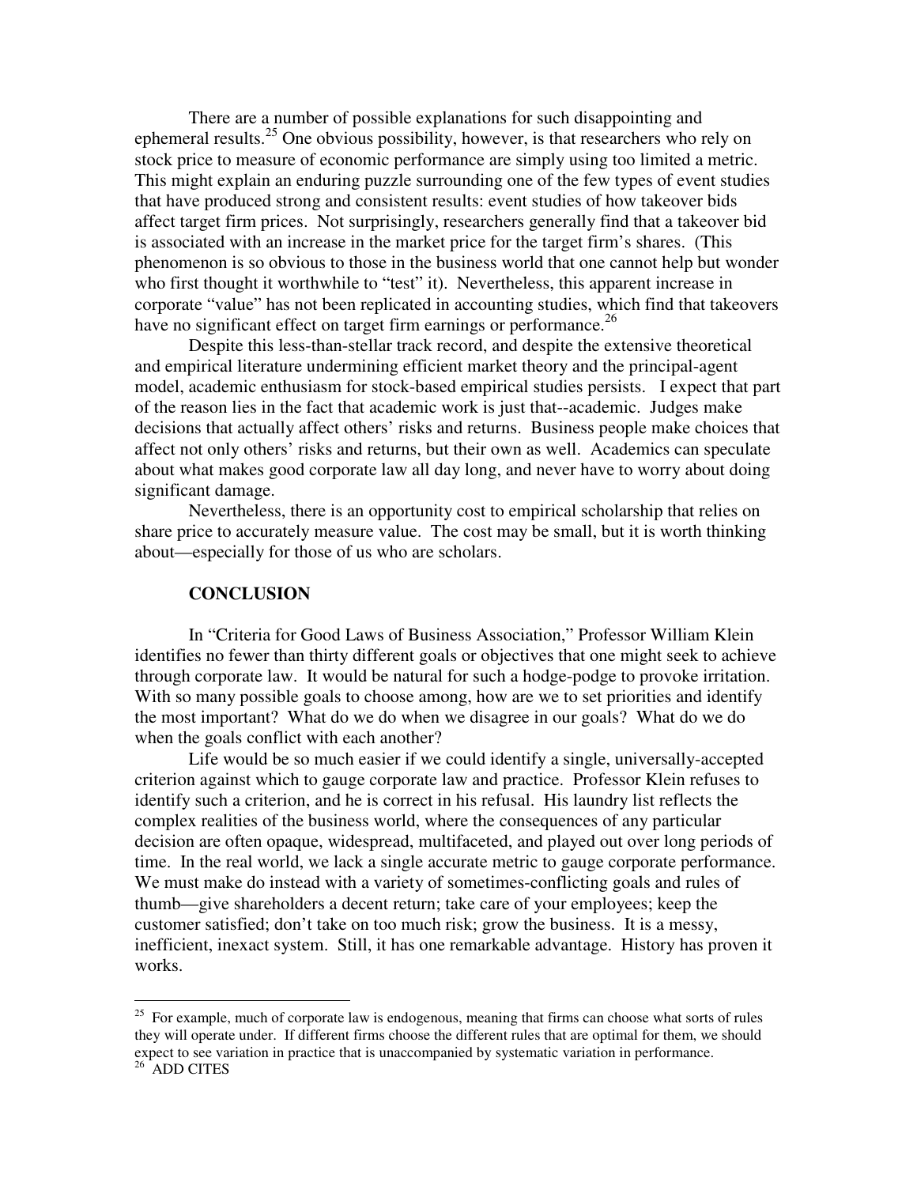There are a number of possible explanations for such disappointing and ephemeral results.[25] One obvious possibility, however, is that researchers who rely on stock price to measure of economic performance are simply using too limited a metric. This might explain an enduring puzzle surrounding one of the few types of event studies that have produced strong and consistent results: event studies of how takeover bids affect target firm prices. Not surprisingly, researchers generally find that a takeover bid is associated with an increase in the market price for the target firm's shares. (This phenomenon is so obvious to those in the business world that one cannot help but wonder who first thought it worthwhile to "test" it). Nevertheless, this apparent increase in corporate "value" has not been replicated in accounting studies, which find that takeovers have no significant effect on target firm earnings or performance.[26]

Despite this less-than-stellar track record, and despite the extensive theoretical and empirical literature undermining efficient market theory and the principal-agent model, academic enthusiasm for stock-based empirical studies persists. I expect that part of the reason lies in the fact that academic work is just that--academic. Judges make decisions that actually affect others' risks and returns. Business people make choices that affect not only others' risks and returns, but their own as well. Academics can speculate about what makes good corporate law all day long, and never have to worry about doing significant damage.

Nevertheless, there is an opportunity cost to empirical scholarship that relies on share price to accurately measure value. The cost may be small, but it is worth thinking about—especially for those of us who are scholars.

## CONCLUSION

In "Criteria for Good Laws of Business Association," Professor William Klein identifies no fewer than thirty different goals or objectives that one might seek to achieve through corporate law. It would be natural for such a hodge-podge to provoke irritation. With so many possible goals to choose among, how are we to set priorities and identify the most important? What do we do when we disagree in our goals? What do we do when the goals conflict with each another?

Life would be so much easier if we could identify a single, universally-accepted criterion against which to gauge corporate law and practice. Professor Klein refuses to identify such a criterion, and he is correct in his refusal. His laundry list reflects the complex realities of the business world, where the consequences of any particular decision are often opaque, widespread, multifaceted, and played out over long periods of time. In the real world, we lack a single accurate metric to gauge corporate performance. We must make do instead with a variety of sometimes-conflicting goals and rules of thumb—give shareholders a decent return; take care of your employees; keep the customer satisfied; don't take on too much risk; grow the business. It is a messy, inefficient, inexact system. Still, it has one remarkable advantage. History has proven it works.

---

[25] For example, much of corporate law is endogenous, meaning that firms can choose what sorts of rules they will operate under. If different firms choose the different rules that are optimal for them, we should expect to see variation in practice that is unaccompanied by systematic variation in performance.

[26] ADD CITES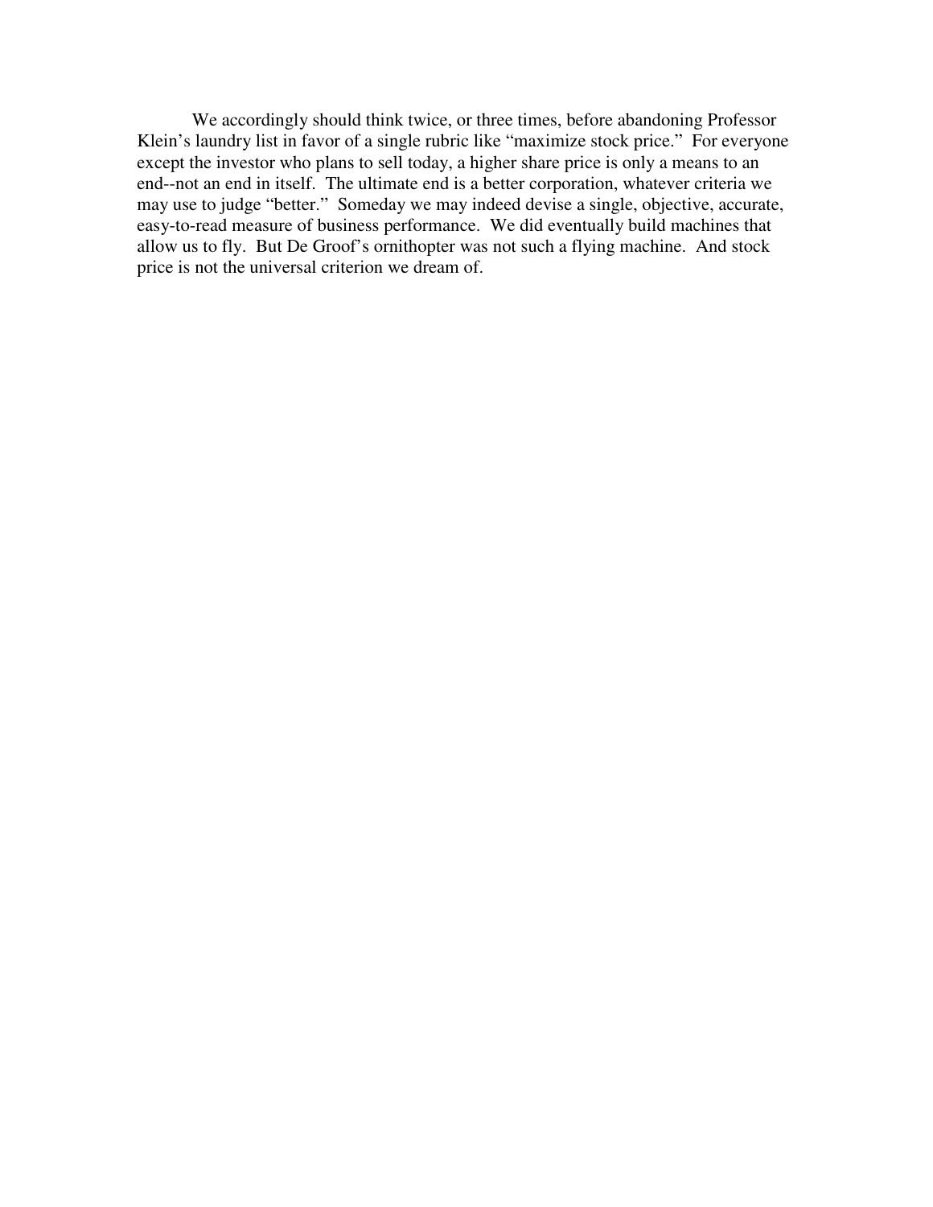We accordingly should think twice, or three times, before abandoning Professor Klein's laundry list in favor of a single rubric like "maximize stock price." For everyone except the investor who plans to sell today, a higher share price is only a means to an end--not an end in itself. The ultimate end is a better corporation, whatever criteria we may use to judge "better." Someday we may indeed devise a single, objective, accurate, easy-to-read measure of business performance. We did eventually build machines that allow us to fly. But De Groof's ornithopter was not such a flying machine. And stock price is not the universal criterion we dream of.